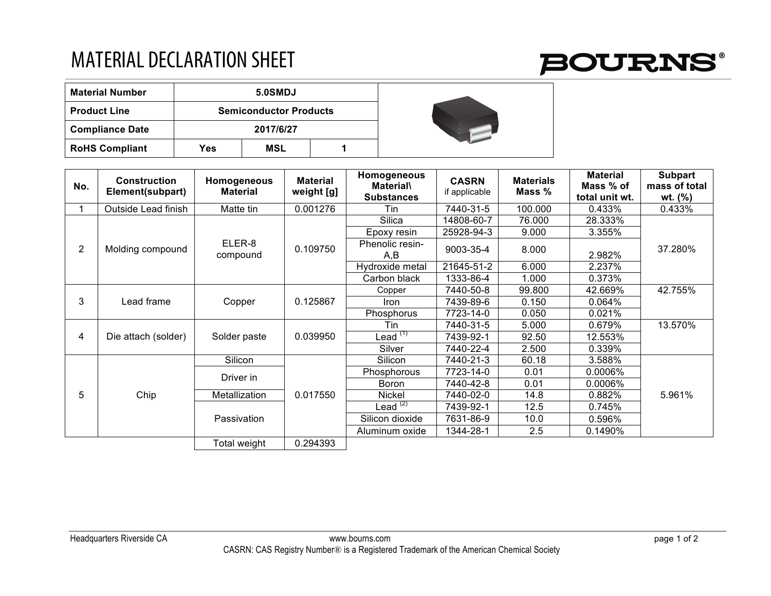# MATERIAL DECLARATION SHEET

**BOURNS®**

| Material Number | 5.0SMDJ | | |
|---|---|---|---|
| Product Line | Semiconductor Products | | |
| Compliance Date | 2017/6/27 | | |
| RoHS Compliant | Yes | MSL | 1 |

| No. | Construction Element(subpart) | Homogeneous Material | Material weight [g] | Homogeneous Material\ Substances | CASRN if applicable | Materials Mass % | Material Mass % of total unit wt. | Subpart mass of total wt. (%) |
|---|---|---|---|---|---|---|---|---|
| 1 | Outside Lead finish | Matte tin | 0.001276 | Tin | 7440-31-5 | 100.000 | 0.433% | 0.433% |
| 2 | Molding compound | ELER-8 compound | 0.109750 | Silica | 14808-60-7 | 76.000 | 28.333% | 37.280% |
| | | | | Epoxy resin | 25928-94-3 | 9.000 | 3.355% | |
| | | | | Phenolic resin-A,B | 9003-35-4 | 8.000 | 2.982% | |
| | | | | Hydroxide metal | 21645-51-2 | 6.000 | 2.237% | |
| | | | | Carbon black | 1333-86-4 | 1.000 | 0.373% | |
| 3 | Lead frame | Copper | 0.125867 | Copper | 7440-50-8 | 99.800 | 42.669% | 42.755% |
| | | | | Iron | 7439-89-6 | 0.150 | 0.064% | |
| | | | | Phosphorus | 7723-14-0 | 0.050 | 0.021% | |
| 4 | Die attach (solder) | Solder paste | 0.039950 | Tin | 7440-31-5 | 5.000 | 0.679% | 13.570% |
| | | | | Lead [(1)] | 7439-92-1 | 92.50 | 12.553% | |
| | | | | Silver | 7440-22-4 | 2.500 | 0.339% | |
| 5 | Chip | Silicon | 0.017550 | Silicon | 7440-21-3 | 60.18 | 3.588% | 5.961% |
| | | Driver in | | Phosphorous | 7723-14-0 | 0.01 | 0.0006% | |
| | | | | Boron | 7440-42-8 | 0.01 | 0.0006% | |
| | | Metallization | | Nickel | 7440-02-0 | 14.8 | 0.882% | |
| | | Passivation | | Lead [(2)] | 7439-92-1 | 12.5 | 0.745% | |
| | | | | Silicon dioxide | 7631-86-9 | 10.0 | 0.596% | |
| | | | | Aluminum oxide | 1344-28-1 | 2.5 | 0.1490% | |
| | | Total weight | 0.294393 | | | | | |

Headquarters Riverside CA | www.bourns.com

CASRN: CAS Registry Number® is a Registered Trademark of the American Chemical Society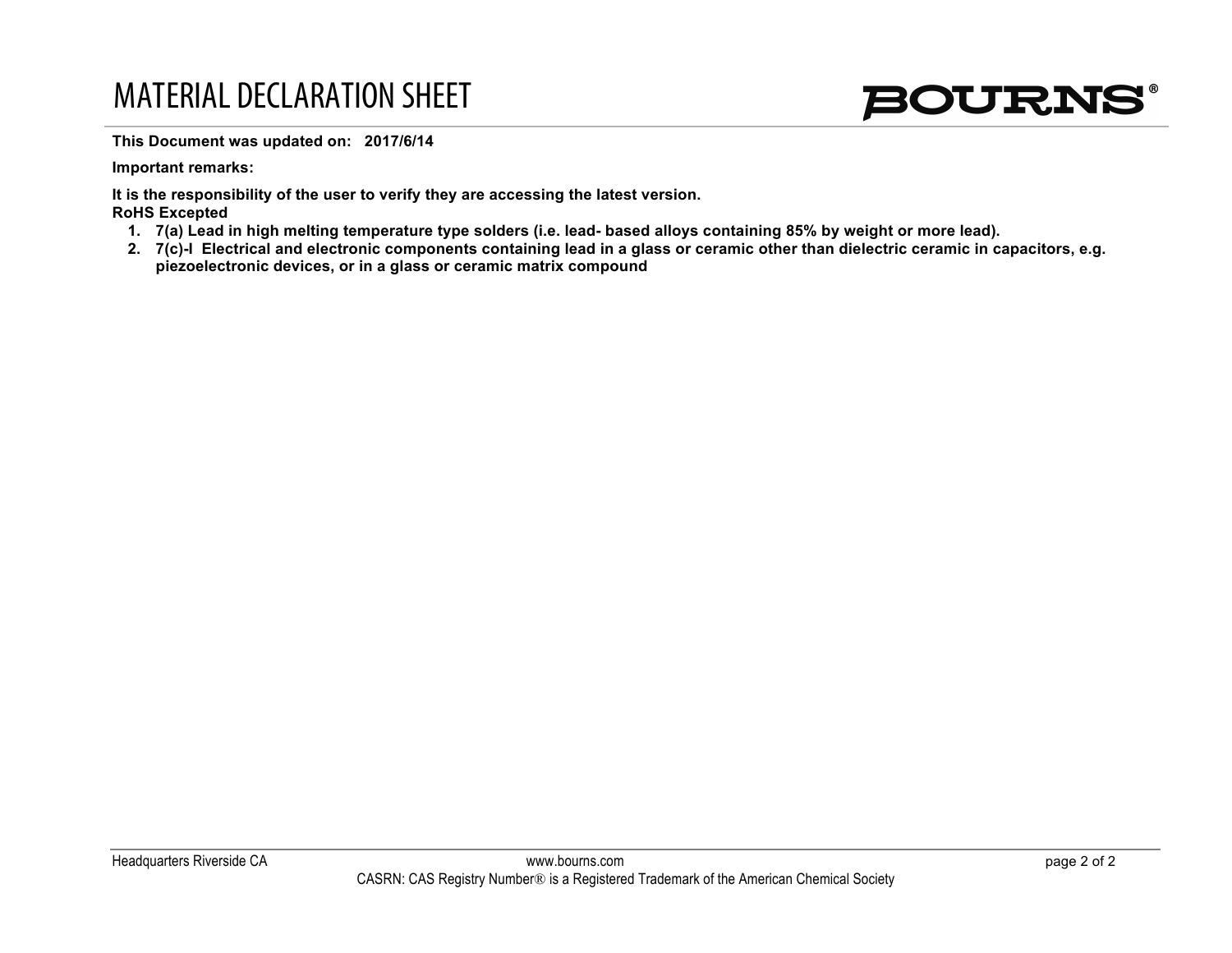# MATERIAL DECLARATION SHEET

**This Document was updated on: 2017/6/14**

**Important remarks:**

**It is the responsibility of the user to verify they are accessing the latest version.**
**RoHS Excepted**

1. **7(a) Lead in high melting temperature type solders (i.e. lead- based alloys containing 85% by weight or more lead).**
2. **7(c)-I Electrical and electronic components containing lead in a glass or ceramic other than dielectric ceramic in capacitors, e.g. piezoelectronic devices, or in a glass or ceramic matrix compound**

Headquarters Riverside CA www.bourns.com

CASRN: CAS Registry Number® is a Registered Trademark of the American Chemical Society